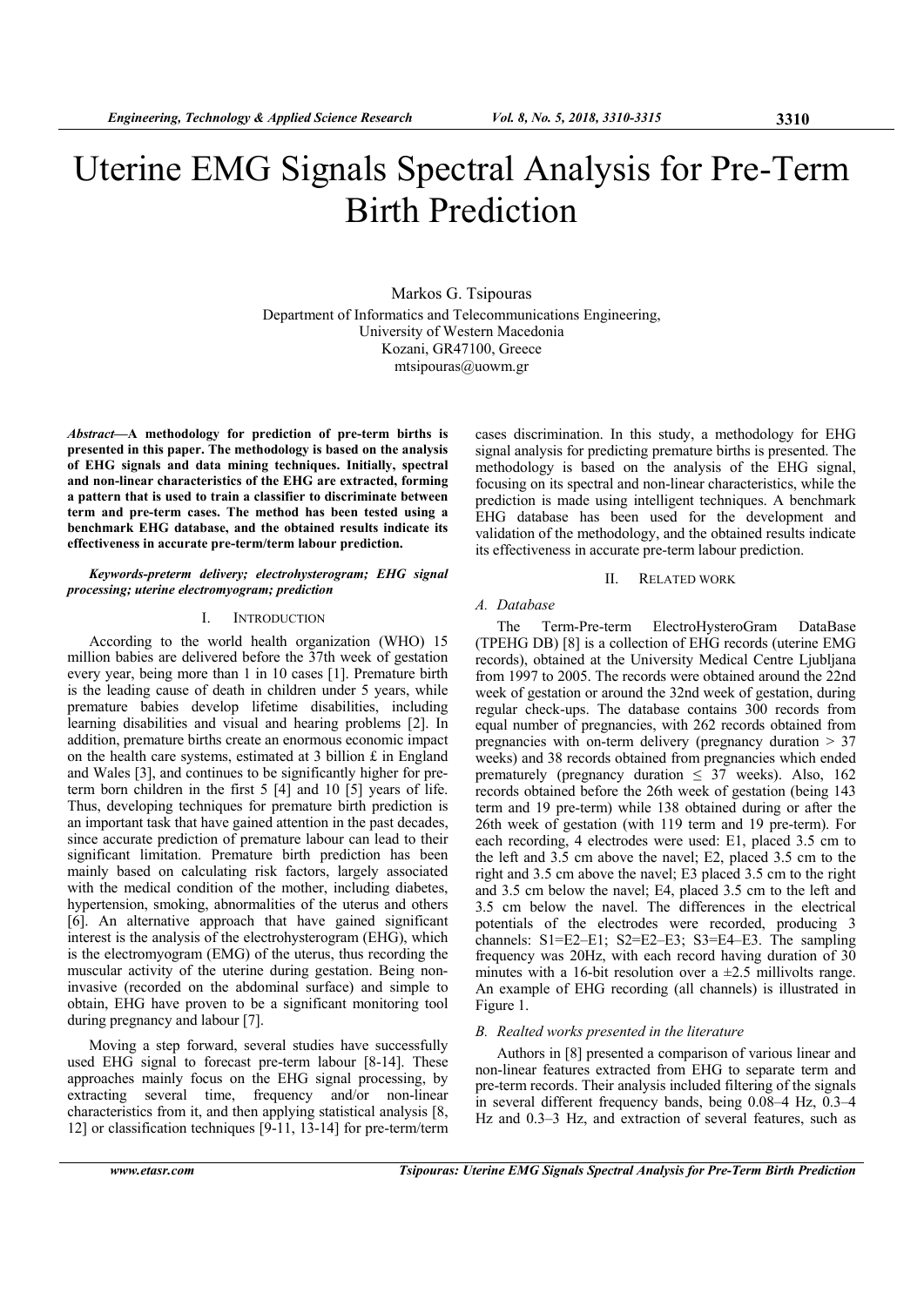# Uterine EMG Signals Spectral Analysis for Pre-Term Birth Prediction

Markos G. Tsipouras
Department of Informatics and Telecommunications Engineering,
University of Western Macedonia
Kozani, GR47100, Greece
mtsipouras@uowm.gr

***Abstract*—A methodology for prediction of pre-term births is presented in this paper. The methodology is based on the analysis of EHG signals and data mining techniques. Initially, spectral and non-linear characteristics of the EHG are extracted, forming a pattern that is used to train a classifier to discriminate between term and pre-term cases. The method has been tested using a benchmark EHG database, and the obtained results indicate its effectiveness in accurate pre-term/term labour prediction.**

***Keywords-preterm delivery; electrohysterogram; EHG signal processing; uterine electromyogram; prediction***

## I. Introduction

According to the world health organization (WHO) 15 million babies are delivered before the 37th week of gestation every year, being more than 1 in 10 cases [1]. Premature birth is the leading cause of death in children under 5 years, while premature babies develop lifetime disabilities, including learning disabilities and visual and hearing problems [2]. In addition, premature births create an enormous economic impact on the health care systems, estimated at 3 billion £ in England and Wales [3], and continues to be significantly higher for pre-term born children in the first 5 [4] and 10 [5] years of life. Thus, developing techniques for premature birth prediction is an important task that have gained attention in the past decades, since accurate prediction of premature labour can lead to their significant limitation. Premature birth prediction has been mainly based on calculating risk factors, largely associated with the medical condition of the mother, including diabetes, hypertension, smoking, abnormalities of the uterus and others [6]. An alternative approach that have gained significant interest is the analysis of the electrohysterogram (EHG), which is the electromyogram (EMG) of the uterus, thus recording the muscular activity of the uterine during gestation. Being non-invasive (recorded on the abdominal surface) and simple to obtain, EHG have proven to be a significant monitoring tool during pregnancy and labour [7].

Moving a step forward, several studies have successfully used EHG signal to forecast pre-term labour [8-14]. These approaches mainly focus on the EHG signal processing, by extracting several time, frequency and/or non-linear characteristics from it, and then applying statistical analysis [8, 12] or classification techniques [9-11, 13-14] for pre-term/term cases discrimination. In this study, a methodology for EHG signal analysis for predicting premature births is presented. The methodology is based on the analysis of the EHG signal, focusing on its spectral and non-linear characteristics, while the prediction is made using intelligent techniques. A benchmark EHG database has been used for the development and validation of the methodology, and the obtained results indicate its effectiveness in accurate pre-term labour prediction.

## II. Related Work

### *A. Database*

The Term-Pre-term ElectroHysteroGram DataBase (TPEHG DB) [8] is a collection of EHG records (uterine EMG records), obtained at the University Medical Centre Ljubljana from 1997 to 2005. The records were obtained around the 22nd week of gestation or around the 32nd week of gestation, during regular check-ups. The database contains 300 records from equal number of pregnancies, with 262 records obtained from pregnancies with on-term delivery (pregnancy duration > 37 weeks) and 38 records obtained from pregnancies which ended prematurely (pregnancy duration ≤ 37 weeks). Also, 162 records obtained before the 26th week of gestation (being 143 term and 19 pre-term) while 138 obtained during or after the 26th week of gestation (with 119 term and 19 pre-term). For each recording, 4 electrodes were used: E1, placed 3.5 cm to the left and 3.5 cm above the navel; E2, placed 3.5 cm to the right and 3.5 cm above the navel; E3 placed 3.5 cm to the right and 3.5 cm below the navel; E4, placed 3.5 cm to the left and 3.5 cm below the navel. The differences in the electrical potentials of the electrodes were recorded, producing 3 channels: S1=E2–E1; S2=E2–E3; S3=E4–E3. The sampling frequency was 20Hz, with each record having duration of 30 minutes with a 16-bit resolution over a ±2.5 millivolts range. An example of EHG recording (all channels) is illustrated in Figure 1.

### *B. Realted works presented in the literature*

Authors in [8] presented a comparison of various linear and non-linear features extracted from EHG to separate term and pre-term records. Their analysis included filtering of the signals in several different frequency bands, being 0.08–4 Hz, 0.3–4 Hz and 0.3–3 Hz, and extraction of several features, such as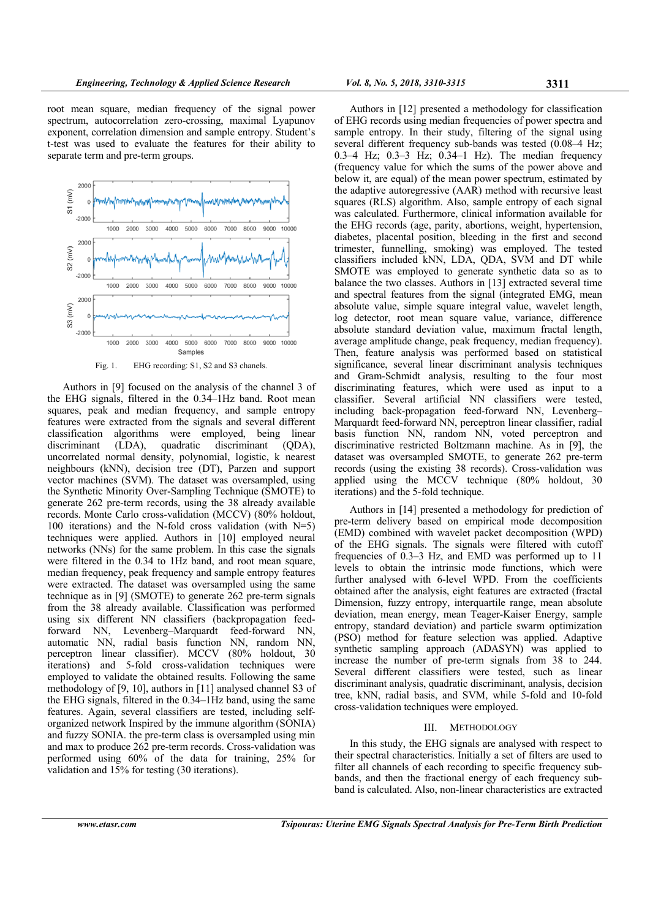root mean square, median frequency of the signal power spectrum, autocorrelation zero-crossing, maximal Lyapunov exponent, correlation dimension and sample entropy. Student's t-test was used to evaluate the features for their ability to separate term and pre-term groups.

Fig. 1. EHG recording: S1, S2 and S3 chanels.

Authors in [9] focused on the analysis of the channel 3 of the EHG signals, filtered in the 0.34–1Hz band. Root mean squares, peak and median frequency, and sample entropy features were extracted from the signals and several different classification algorithms were employed, being linear discriminant (LDA), quadratic discriminant (QDA), uncorrelated normal density, polynomial, logistic, k nearest neighbours (kNN), decision tree (DT), Parzen and support vector machines (SVM). The dataset was oversampled, using the Synthetic Minority Over-Sampling Technique (SMOTE) to generate 262 pre-term records, using the 38 already available records. Monte Carlo cross-validation (MCCV) (80% holdout, 100 iterations) and the N-fold cross validation (with N=5) techniques were applied. Authors in [10] employed neural networks (NNs) for the same problem. In this case the signals were filtered in the 0.34 to 1Hz band, and root mean square, median frequency, peak frequency and sample entropy features were extracted. The dataset was oversampled using the same technique as in [9] (SMOTE) to generate 262 pre-term signals from the 38 already available. Classification was performed using six different NN classifiers (backpropagation feed-forward NN, Levenberg–Marquardt feed-forward NN, automatic NN, radial basis function NN, random NN, perceptron linear classifier). MCCV (80% holdout, 30 iterations) and 5-fold cross-validation techniques were employed to validate the obtained results. Following the same methodology of [9, 10], authors in [11] analysed channel S3 of the EHG signals, filtered in the 0.34–1Hz band, using the same features. Again, several classifiers are tested, including self-organized network Inspired by the immune algorithm (SONIA) and fuzzy SONIA. the pre-term class is oversampled using min and max to produce 262 pre-term records. Cross-validation was performed using 60% of the data for training, 25% for validation and 15% for testing (30 iterations).

Authors in [12] presented a methodology for classification of EHG records using median frequencies of power spectra and sample entropy. In their study, filtering of the signal using several different frequency sub-bands was tested (0.08–4 Hz; 0.3–4 Hz; 0.3–3 Hz; 0.34–1 Hz). The median frequency (frequency value for which the sums of the power above and below it, are equal) of the mean power spectrum, estimated by the adaptive autoregressive (AAR) method with recursive least squares (RLS) algorithm. Also, sample entropy of each signal was calculated. Furthermore, clinical information available for the EHG records (age, parity, abortions, weight, hypertension, diabetes, placental position, bleeding in the first and second trimester, funnelling, smoking) was employed. The tested classifiers included kNN, LDA, QDA, SVM and DT while SMOTE was employed to generate synthetic data so as to balance the two classes. Authors in [13] extracted several time and spectral features from the signal (integrated EMG, mean absolute value, simple square integral value, wavelet length, log detector, root mean square value, variance, difference absolute standard deviation value, maximum fractal length, average amplitude change, peak frequency, median frequency). Then, feature analysis was performed based on statistical significance, several linear discriminant analysis techniques and Gram-Schmidt analysis, resulting to the four most discriminating features, which were used as input to a classifier. Several artificial NN classifiers were tested, including back-propagation feed-forward NN, Levenberg–Marquardt feed-forward NN, perceptron linear classifier, radial basis function NN, random NN, voted perceptron and discriminative restricted Boltzmann machine. As in [9], the dataset was oversampled SMOTE, to generate 262 pre-term records (using the existing 38 records). Cross-validation was applied using the MCCV technique (80% holdout, 30 iterations) and the 5-fold technique.

Authors in [14] presented a methodology for prediction of pre-term delivery based on empirical mode decomposition (EMD) combined with wavelet packet decomposition (WPD) of the EHG signals. The signals were filtered with cutoff frequencies of 0.3–3 Hz, and EMD was performed up to 11 levels to obtain the intrinsic mode functions, which were further analysed with 6-level WPD. From the coefficients obtained after the analysis, eight features are extracted (fractal Dimension, fuzzy entropy, interquartile range, mean absolute deviation, mean energy, mean Teager-Kaiser Energy, sample entropy, standard deviation) and particle swarm optimization (PSO) method for feature selection was applied. Adaptive synthetic sampling approach (ADASYN) was applied to increase the number of pre-term signals from 38 to 244. Several different classifiers were tested, such as linear discriminant analysis, quadratic discriminant, analysis, decision tree, kNN, radial basis, and SVM, while 5-fold and 10-fold cross-validation techniques were employed.

## III. Methodology

In this study, the EHG signals are analysed with respect to their spectral characteristics. Initially a set of filters are used to filter all channels of each recording to specific frequency sub-bands, and then the fractional energy of each frequency sub-band is calculated. Also, non-linear characteristics are extracted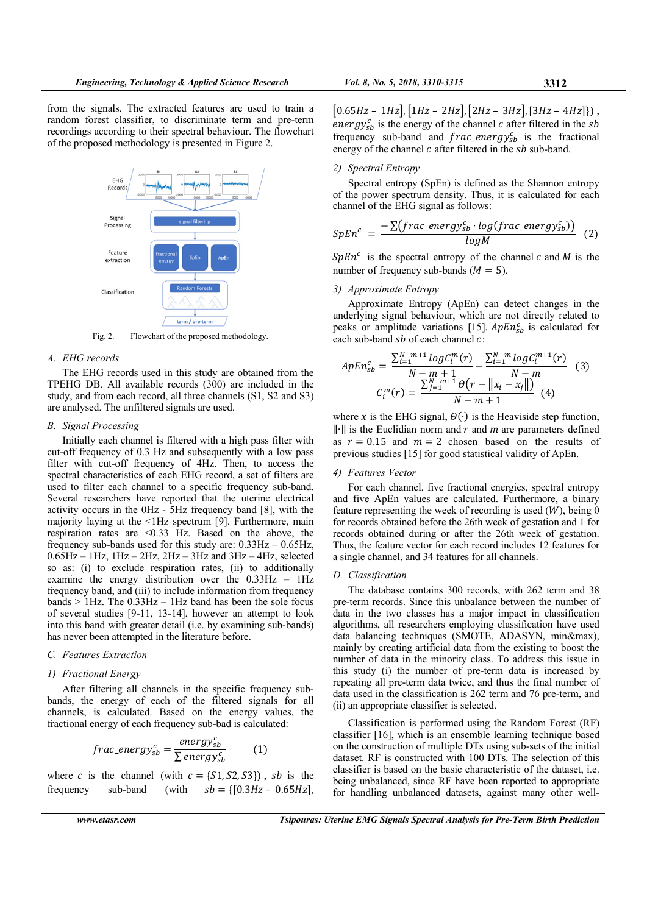from the signals. The extracted features are used to train a random forest classifier, to discriminate term and pre-term recordings according to their spectral behaviour. The flowchart of the proposed methodology is presented in Figure 2.

Fig. 2. Flowchart of the proposed methodology.

## A. EHG records

The EHG records used in this study are obtained from the TPEHG DB. All available records (300) are included in the study, and from each record, all three channels (S1, S2 and S3) are analysed. The unfiltered signals are used.

## B. Signal Processing

Initially each channel is filtered with a high pass filter with cut-off frequency of 0.3 Hz and subsequently with a low pass filter with cut-off frequency of 4Hz. Then, to access the spectral characteristics of each EHG record, a set of filters are used to filter each channel to a specific frequency sub-band. Several researchers have reported that the uterine electrical activity occurs in the 0Hz - 5Hz frequency band [8], with the majority laying at the <1Hz spectrum [9]. Furthermore, main respiration rates are <0.33 Hz. Based on the above, the frequency sub-bands used for this study are: 0.33Hz – 0.65Hz, 0.65Hz – 1Hz, 1Hz – 2Hz, 2Hz – 3Hz and 3Hz – 4Hz, selected so as: (i) to exclude respiration rates, (ii) to additionally examine the energy distribution over the 0.33Hz – 1Hz frequency band, and (iii) to include information from frequency bands > 1Hz. The 0.33Hz – 1Hz band has been the sole focus of several studies [9-11, 13-14], however an attempt to look into this band with greater detail (i.e. by examining sub-bands) has never been attempted in the literature before.

## C. Features Extraction

### 1) Fractional Energy

After filtering all channels in the specific frequency sub-bands, the energy of each of the filtered signals for all channels, is calculated. Based on the energy values, the fractional energy of each frequency sub-bad is calculated:

$$frac\_energy_{sb}^{c} = \frac{energy_{sb}^{c}}{\sum energy_{sb}^{c}} \qquad (1)$$

where $c$ is the channel (with $c = \{S1, S2, S3\}$), $sb$ is the frequency sub-band (with $sb = \{[0.3Hz - 0.65Hz], [0.65Hz - 1Hz], [1Hz - 2Hz], [2Hz - 3Hz], [3Hz - 4Hz]\}$), $energy_{sb}^{c}$ is the energy of the channel $c$ after filtered in the $sb$ frequency sub-band and $frac\_energy_{sb}^{c}$ is the fractional energy of the channel $c$ after filtered in the $sb$ sub-band.

### 2) Spectral Entropy

Spectral entropy (SpEn) is defined as the Shannon entropy of the power spectrum density. Thus, it is calculated for each channel of the EHG signal as follows:

$$SpEn^{c} = \frac{-\sum\left(frac\_energy_{sb}^{c} \cdot log\left(frac\_energy_{sb}^{c}\right)\right)}{logM} \qquad (2)$$

$SpEn^{c}$ is the spectral entropy of the channel $c$ and $M$ is the number of frequency sub-bands ($M = 5$).

### 3) Approximate Entropy

Approximate Entropy (ApEn) can detect changes in the underlying signal behaviour, which are not directly related to peaks or amplitude variations [15]. $ApEn_{sb}^{c}$ is calculated for each sub-band $sb$ of each channel $c$:

$$ApEn_{sb}^{c} = \frac{\sum_{i=1}^{N-m+1} logC_{i}^{m}(r)}{N-m+1} - \frac{\sum_{i=1}^{N-m} logC_{i}^{m+1}(r)}{N-m} \qquad (3)$$

$$C_{i}^{m}(r) = \frac{\sum_{j=1}^{N-m+1} \theta\left(r - \|x_i - x_j\|\right)}{N-m+1} \qquad (4)$$

where $x$ is the EHG signal, $\theta(\cdot)$ is the Heaviside step function, $\|\cdot\|$ is the Euclidian norm and $r$ and $m$ are parameters defined as $r = 0.15$ and $m = 2$ chosen based on the results of previous studies [15] for good statistical validity of ApEn.

### 4) Features Vector

For each channel, five fractional energies, spectral entropy and five ApEn values are calculated. Furthermore, a binary feature representing the week of recording is used ($W$), being 0 for records obtained before the 26th week of gestation and 1 for records obtained during or after the 26th week of gestation. Thus, the feature vector for each record includes 12 features for a single channel, and 34 features for all channels.

## D. Classification

The database contains 300 records, with 262 term and 38 pre-term records. Since this unbalance between the number of data in the two classes has a major impact in classification algorithms, all researchers employing classification have used data balancing techniques (SMOTE, ADASYN, min&max), mainly by creating artificial data from the existing to boost the number of data in the minority class. To address this issue in this study (i) the number of pre-term data is increased by repeating all pre-term data twice, and thus the final number of data used in the classification is 262 term and 76 pre-term, and (ii) an appropriate classifier is selected.

Classification is performed using the Random Forest (RF) classifier [16], which is an ensemble learning technique based on the construction of multiple DTs using sub-sets of the initial dataset. RF is constructed with 100 DTs. The selection of this classifier is based on the basic characteristic of the dataset, i.e. being unbalanced, since RF have been reported to appropriate for handling unbalanced datasets, against many other well-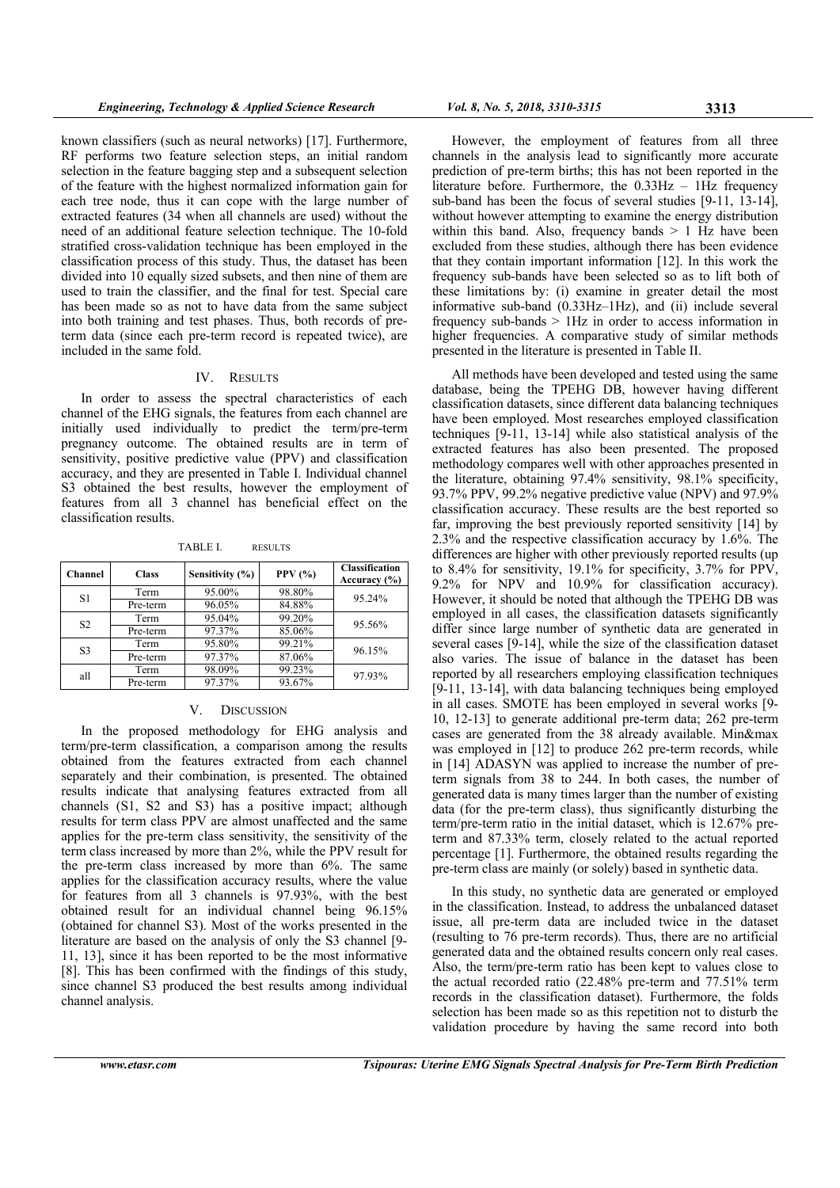known classifiers (such as neural networks) [17]. Furthermore, RF performs two feature selection steps, an initial random selection in the feature bagging step and a subsequent selection of the feature with the highest normalized information gain for each tree node, thus it can cope with the large number of extracted features (34 when all channels are used) without the need of an additional feature selection technique. The 10-fold stratified cross-validation technique has been employed in the classification process of this study. Thus, the dataset has been divided into 10 equally sized subsets, and then nine of them are used to train the classifier, and the final for test. Special care has been made so as not to have data from the same subject into both training and test phases. Thus, both records of pre-term data (since each pre-term record is repeated twice), are included in the same fold.

## IV. RESULTS

In order to assess the spectral characteristics of each channel of the EHG signals, the features from each channel are initially used individually to predict the term/pre-term pregnancy outcome. The obtained results are in term of sensitivity, positive predictive value (PPV) and classification accuracy, and they are presented in Table I. Individual channel S3 obtained the best results, however the employment of features from all 3 channel has beneficial effect on the classification results.

TABLE I. RESULTS

| Channel | Class | Sensitivity (%) | PPV (%) | Classification Accuracy (%) |
|---|---|---|---|---|
| S1 | Term | 95.00% | 98.80% | 95.24% |
| | Pre-term | 96.05% | 84.88% | |
| S2 | Term | 95.04% | 99.20% | 95.56% |
| | Pre-term | 97.37% | 85.06% | |
| S3 | Term | 95.80% | 99.21% | 96.15% |
| | Pre-term | 97.37% | 87.06% | |
| all | Term | 98.09% | 99.23% | 97.93% |
| | Pre-term | 97.37% | 93.67% | |

## V. DISCUSSION

In the proposed methodology for EHG analysis and term/pre-term classification, a comparison among the results obtained from the features extracted from each channel separately and their combination, is presented. The obtained results indicate that analysing features extracted from all channels (S1, S2 and S3) has a positive impact; although results for term class PPV are almost unaffected and the same applies for the pre-term class sensitivity, the sensitivity of the term class increased by more than 2%, while the PPV result for the pre-term class increased by more than 6%. The same applies for the classification accuracy results, where the value for features from all 3 channels is 97.93%, with the best obtained result for an individual channel being 96.15% (obtained for channel S3). Most of the works presented in the literature are based on the analysis of only the S3 channel [9-11, 13], since it has been reported to be the most informative [8]. This has been confirmed with the findings of this study, since channel S3 produced the best results among individual channel analysis.

However, the employment of features from all three channels in the analysis lead to significantly more accurate prediction of pre-term births; this has not been reported in the literature before. Furthermore, the 0.33Hz – 1Hz frequency sub-band has been the focus of several studies [9-11, 13-14], without however attempting to examine the energy distribution within this band. Also, frequency bands > 1 Hz have been excluded from these studies, although there has been evidence that they contain important information [12]. In this work the frequency sub-bands have been selected so as to lift both of these limitations by: (i) examine in greater detail the most informative sub-band (0.33Hz–1Hz), and (ii) include several frequency sub-bands > 1Hz in order to access information in higher frequencies. A comparative study of similar methods presented in the literature is presented in Table II.

All methods have been developed and tested using the same database, being the TPEHG DB, however having different classification datasets, since different data balancing techniques have been employed. Most researches employed classification techniques [9-11, 13-14] while also statistical analysis of the extracted features has also been presented. The proposed methodology compares well with other approaches presented in the literature, obtaining 97.4% sensitivity, 98.1% specificity, 93.7% PPV, 99.2% negative predictive value (NPV) and 97.9% classification accuracy. These results are the best reported so far, improving the best previously reported sensitivity [14] by 2.3% and the respective classification accuracy by 1.6%. The differences are higher with other previously reported results (up to 8.4% for sensitivity, 19.1% for specificity, 3.7% for PPV, 9.2% for NPV and 10.9% for classification accuracy). However, it should be noted that although the TPEHG DB was employed in all cases, the classification datasets significantly differ since large number of synthetic data are generated in several cases [9-14], while the size of the classification dataset also varies. The issue of balance in the dataset has been reported by all researchers employing classification techniques [9-11, 13-14], with data balancing techniques being employed in all cases. SMOTE has been employed in several works [9-10, 12-13] to generate additional pre-term data; 262 pre-term cases are generated from the 38 already available. Min&max was employed in [12] to produce 262 pre-term records, while in [14] ADASYN was applied to increase the number of pre-term signals from 38 to 244. In both cases, the number of generated data is many times larger than the number of existing data (for the pre-term class), thus significantly disturbing the term/pre-term ratio in the initial dataset, which is 12.67% pre-term and 87.33% term, closely related to the actual reported percentage [1]. Furthermore, the obtained results regarding the pre-term class are mainly (or solely) based in synthetic data.

In this study, no synthetic data are generated or employed in the classification. Instead, to address the unbalanced dataset issue, all pre-term data are included twice in the dataset (resulting to 76 pre-term records). Thus, there are no artificial generated data and the obtained results concern only real cases. Also, the term/pre-term ratio has been kept to values close to the actual recorded ratio (22.48% pre-term and 77.51% term records in the classification dataset). Furthermore, the folds selection has been made so as this repetition not to disturb the validation procedure by having the same record into both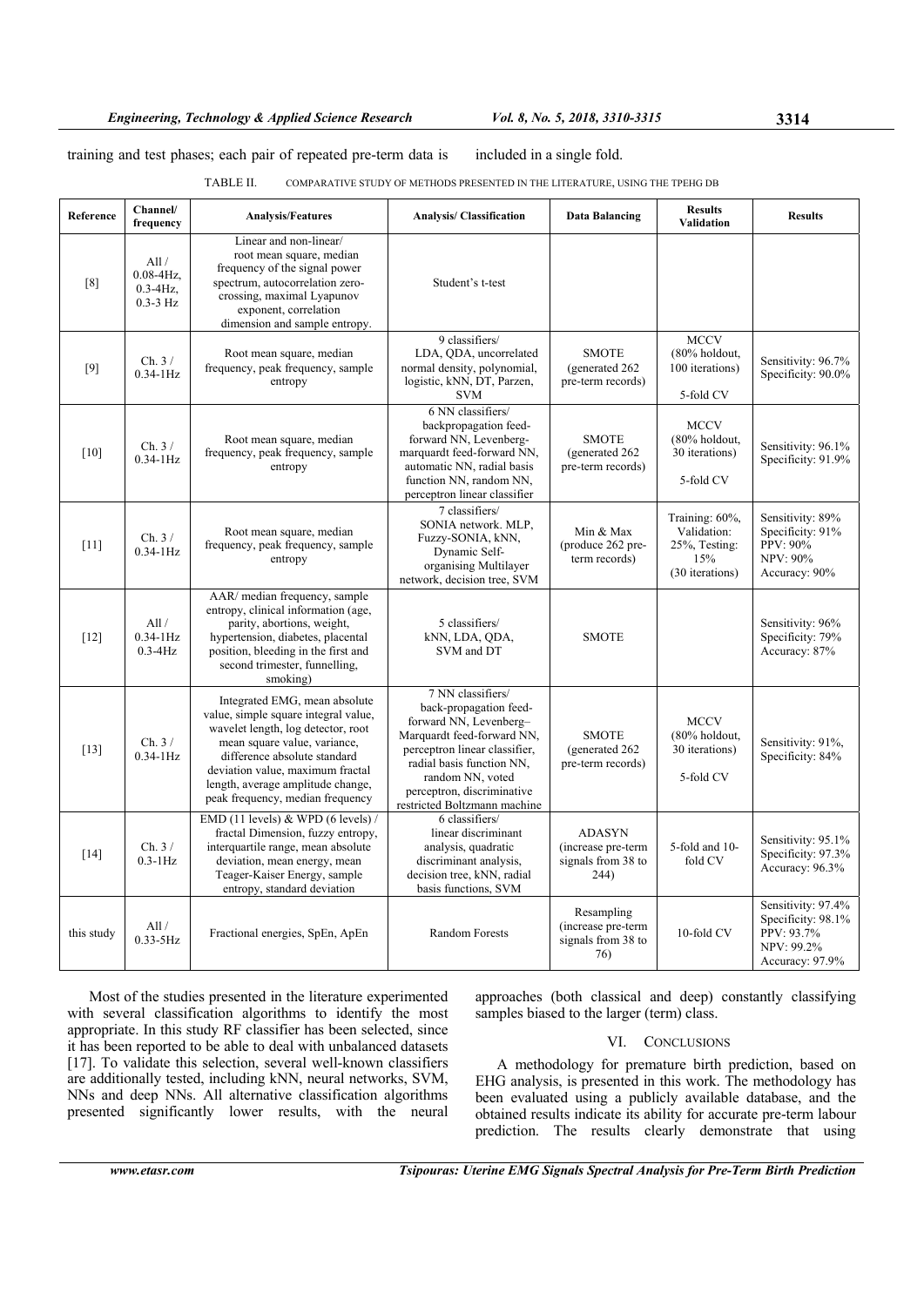training and test phases; each pair of repeated pre-term data is included in a single fold.

TABLE II. COMPARATIVE STUDY OF METHODS PRESENTED IN THE LITERATURE, USING THE TPEHG DB

| Reference | Channel/ frequency | Analysis/Features | Analysis/ Classification | Data Balancing | Results Validation | Results |
|---|---|---|---|---|---|---|
| [8] | All / 0.08-4Hz, 0.3-4Hz, 0.3-3 Hz | Linear and non-linear/ root mean square, median frequency of the signal power spectrum, autocorrelation zero-crossing, maximal Lyapunov exponent, correlation dimension and sample entropy. | Student's t-test | | | |
| [9] | Ch. 3 / 0.34-1Hz | Root mean square, median frequency, peak frequency, sample entropy | 9 classifiers/ LDA, QDA, uncorrelated normal density, polynomial, logistic, kNN, DT, Parzen, SVM | SMOTE (generated 262 pre-term records) | MCCV (80% holdout, 100 iterations) 5-fold CV | Sensitivity: 96.7% Specificity: 90.0% |
| [10] | Ch. 3 / 0.34-1Hz | Root mean square, median frequency, peak frequency, sample entropy | 6 NN classifiers/ backpropagation feed-forward NN, Levenberg-marquardt feed-forward NN, automatic NN, radial basis function NN, random NN, perceptron linear classifier | SMOTE (generated 262 pre-term records) | MCCV (80% holdout, 30 iterations) 5-fold CV | Sensitivity: 96.1% Specificity: 91.9% |
| [11] | Ch. 3 / 0.34-1Hz | Root mean square, median frequency, peak frequency, sample entropy | 7 classifiers/ SONIA network. MLP, Fuzzy-SONIA, kNN, Dynamic Self-organising Multilayer network, decision tree, SVM | Min & Max (produce 262 pre-term records) | Training: 60%, Validation: 25%, Testing: 15% (30 iterations) | Sensitivity: 89% Specificity: 91% PPV: 90% NPV: 90% Accuracy: 90% |
| [12] | All / 0.34-1Hz 0.3-4Hz | AAR/ median frequency, sample entropy, clinical information (age, parity, abortions, weight, hypertension, diabetes, placental position, bleeding in the first and second trimester, funnelling, smoking) | 5 classifiers/ kNN, LDA, QDA, SVM and DT | SMOTE | | Sensitivity: 96% Specificity: 79% Accuracy: 87% |
| [13] | Ch. 3 / 0.34-1Hz | Integrated EMG, mean absolute value, simple square integral value, wavelet length, log detector, root mean square value, variance, difference absolute standard deviation value, maximum fractal length, average amplitude change, peak frequency, median frequency | 7 NN classifiers/ back-propagation feed-forward NN, Levenberg–Marquardt feed-forward NN, perceptron linear classifier, radial basis function NN, random NN, voted perceptron, discriminative restricted Boltzmann machine | SMOTE (generated 262 pre-term records) | MCCV (80% holdout, 30 iterations) 5-fold CV | Sensitivity: 91%, Specificity: 84% |
| [14] | Ch. 3 / 0.3-1Hz | EMD (11 levels) & WPD (6 levels) / fractal Dimension, fuzzy entropy, interquartile range, mean absolute deviation, mean energy, mean Teager-Kaiser Energy, sample entropy, standard deviation | 6 classifiers/ linear discriminant analysis, quadratic discriminant analysis, decision tree, kNN, radial basis functions, SVM | ADASYN (increase pre-term signals from 38 to 244) | 5-fold and 10-fold CV | Sensitivity: 95.1% Specificity: 97.3% Accuracy: 96.3% |
| this study | All / 0.33-5Hz | Fractional energies, SpEn, ApEn | Random Forests | Resampling (increase pre-term signals from 38 to 76) | 10-fold CV | Sensitivity: 97.4% Specificity: 98.1% PPV: 93.7% NPV: 99.2% Accuracy: 97.9% |

Most of the studies presented in the literature experimented with several classification algorithms to identify the most appropriate. In this study RF classifier has been selected, since it has been reported to be able to deal with unbalanced datasets [17]. To validate this selection, several well-known classifiers are additionally tested, including kNN, neural networks, SVM, NNs and deep NNs. All alternative classification algorithms presented significantly lower results, with the neural approaches (both classical and deep) constantly classifying samples biased to the larger (term) class.

## VI. CONCLUSIONS

A methodology for premature birth prediction, based on EHG analysis, is presented in this work. The methodology has been evaluated using a publicly available database, and the obtained results indicate its ability for accurate pre-term labour prediction. The results clearly demonstrate that using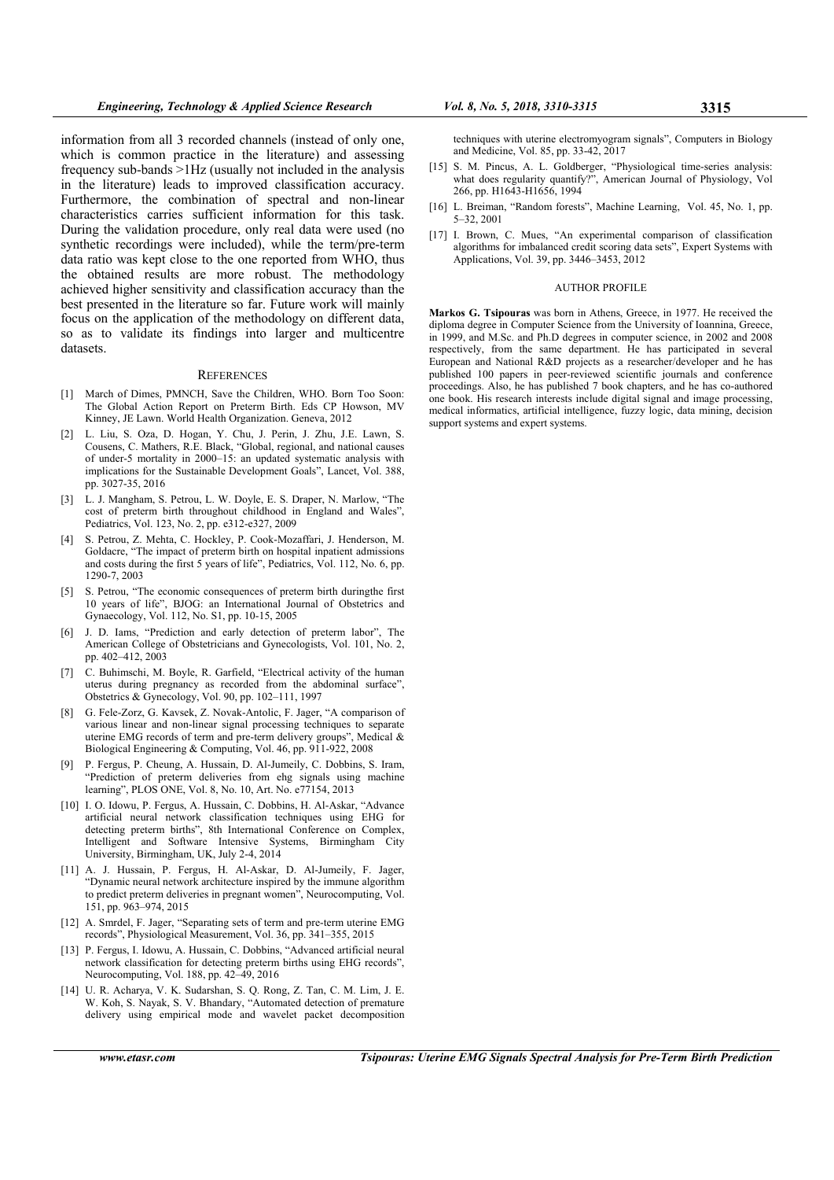information from all 3 recorded channels (instead of only one, which is common practice in the literature) and assessing frequency sub-bands >1Hz (usually not included in the analysis in the literature) leads to improved classification accuracy. Furthermore, the combination of spectral and non-linear characteristics carries sufficient information for this task. During the validation procedure, only real data were used (no synthetic recordings were included), while the term/pre-term data ratio was kept close to the one reported from WHO, thus the obtained results are more robust. The methodology achieved higher sensitivity and classification accuracy than the best presented in the literature so far. Future work will mainly focus on the application of the methodology on different data, so as to validate its findings into larger and multicentre datasets.

## REFERENCES

[1] March of Dimes, PMNCH, Save the Children, WHO. Born Too Soon: The Global Action Report on Preterm Birth. Eds CP Howson, MV Kinney, JE Lawn. World Health Organization. Geneva, 2012

[2] L. Liu, S. Oza, D. Hogan, Y. Chu, J. Perin, J. Zhu, J.E. Lawn, S. Cousens, C. Mathers, R.E. Black, "Global, regional, and national causes of under-5 mortality in 2000–15: an updated systematic analysis with implications for the Sustainable Development Goals", Lancet, Vol. 388, pp. 3027-35, 2016

[3] L. J. Mangham, S. Petrou, L. W. Doyle, E. S. Draper, N. Marlow, "The cost of preterm birth throughout childhood in England and Wales", Pediatrics, Vol. 123, No. 2, pp. e312-e327, 2009

[4] S. Petrou, Z. Mehta, C. Hockley, P. Cook-Mozaffari, J. Henderson, M. Goldacre, "The impact of preterm birth on hospital inpatient admissions and costs during the first 5 years of life", Pediatrics, Vol. 112, No. 6, pp. 1290-7, 2003

[5] S. Petrou, "The economic consequences of preterm birth duringthe first 10 years of life", BJOG: an International Journal of Obstetrics and Gynaecology, Vol. 112, No. S1, pp. 10-15, 2005

[6] J. D. Iams, "Prediction and early detection of preterm labor", The American College of Obstetricians and Gynecologists, Vol. 101, No. 2, pp. 402–412, 2003

[7] C. Buhimschi, M. Boyle, R. Garfield, "Electrical activity of the human uterus during pregnancy as recorded from the abdominal surface", Obstetrics & Gynecology, Vol. 90, pp. 102–111, 1997

[8] G. Fele-Zorz, G. Kavsek, Z. Novak-Antolic, F. Jager, "A comparison of various linear and non-linear signal processing techniques to separate uterine EMG records of term and pre-term delivery groups", Medical & Biological Engineering & Computing, Vol. 46, pp. 911-922, 2008

[9] P. Fergus, P. Cheung, A. Hussain, D. Al-Jumeily, C. Dobbins, S. Iram, "Prediction of preterm deliveries from ehg signals using machine learning", PLOS ONE, Vol. 8, No. 10, Art. No. e77154, 2013

[10] I. O. Idowu, P. Fergus, A. Hussain, C. Dobbins, H. Al-Askar, "Advance artificial neural network classification techniques using EHG for detecting preterm births", 8th International Conference on Complex, Intelligent and Software Intensive Systems, Birmingham City University, Birmingham, UK, July 2-4, 2014

[11] A. J. Hussain, P. Fergus, H. Al-Askar, D. Al-Jumeily, F. Jager, "Dynamic neural network architecture inspired by the immune algorithm to predict preterm deliveries in pregnant women", Neurocomputing, Vol. 151, pp. 963–974, 2015

[12] A. Smrdel, F. Jager, "Separating sets of term and pre-term uterine EMG records", Physiological Measurement, Vol. 36, pp. 341–355, 2015

[13] P. Fergus, I. Idowu, A. Hussain, C. Dobbins, "Advanced artificial neural network classification for detecting preterm births using EHG records", Neurocomputing, Vol. 188, pp. 42–49, 2016

[14] U. R. Acharya, V. K. Sudarshan, S. Q. Rong, Z. Tan, C. M. Lim, J. E. W. Koh, S. Nayak, S. V. Bhandary, "Automated detection of premature delivery using empirical mode and wavelet packet decomposition techniques with uterine electromyogram signals", Computers in Biology and Medicine, Vol. 85, pp. 33-42, 2017

[15] S. M. Pincus, A. L. Goldberger, "Physiological time-series analysis: what does regularity quantify?", American Journal of Physiology, Vol 266, pp. H1643-H1656, 1994

[16] L. Breiman, "Random forests", Machine Learning, Vol. 45, No. 1, pp. 5–32, 2001

[17] I. Brown, C. Mues, "An experimental comparison of classification algorithms for imbalanced credit scoring data sets", Expert Systems with Applications, Vol. 39, pp. 3446–3453, 2012

## AUTHOR PROFILE

**Markos G. Tsipouras** was born in Athens, Greece, in 1977. He received the diploma degree in Computer Science from the University of Ioannina, Greece, in 1999, and M.Sc. and Ph.D degrees in computer science, in 2002 and 2008 respectively, from the same department. He has participated in several European and National R&D projects as a researcher/developer and he has published 100 papers in peer-reviewed scientific journals and conference proceedings. Also, he has published 7 book chapters, and he has co-authored one book. His research interests include digital signal and image processing, medical informatics, artificial intelligence, fuzzy logic, data mining, decision support systems and expert systems.